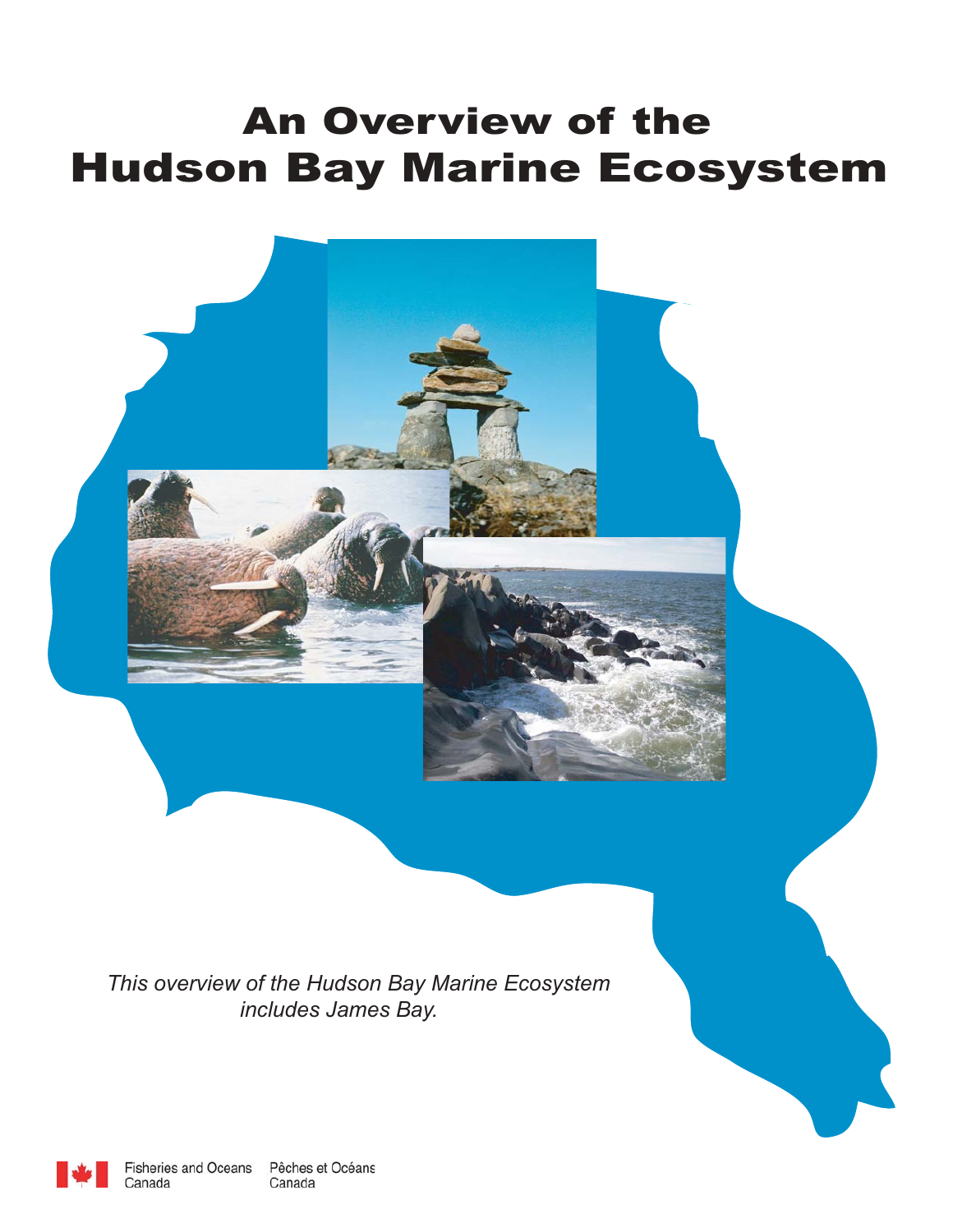# An Overview of the Hudson Bay Marine Ecosystem

*This overview of the Hudson Bay Marine Ecosystem includes James Bay.*

Fisheries and Oceans Canada　Pêches et Océans Canada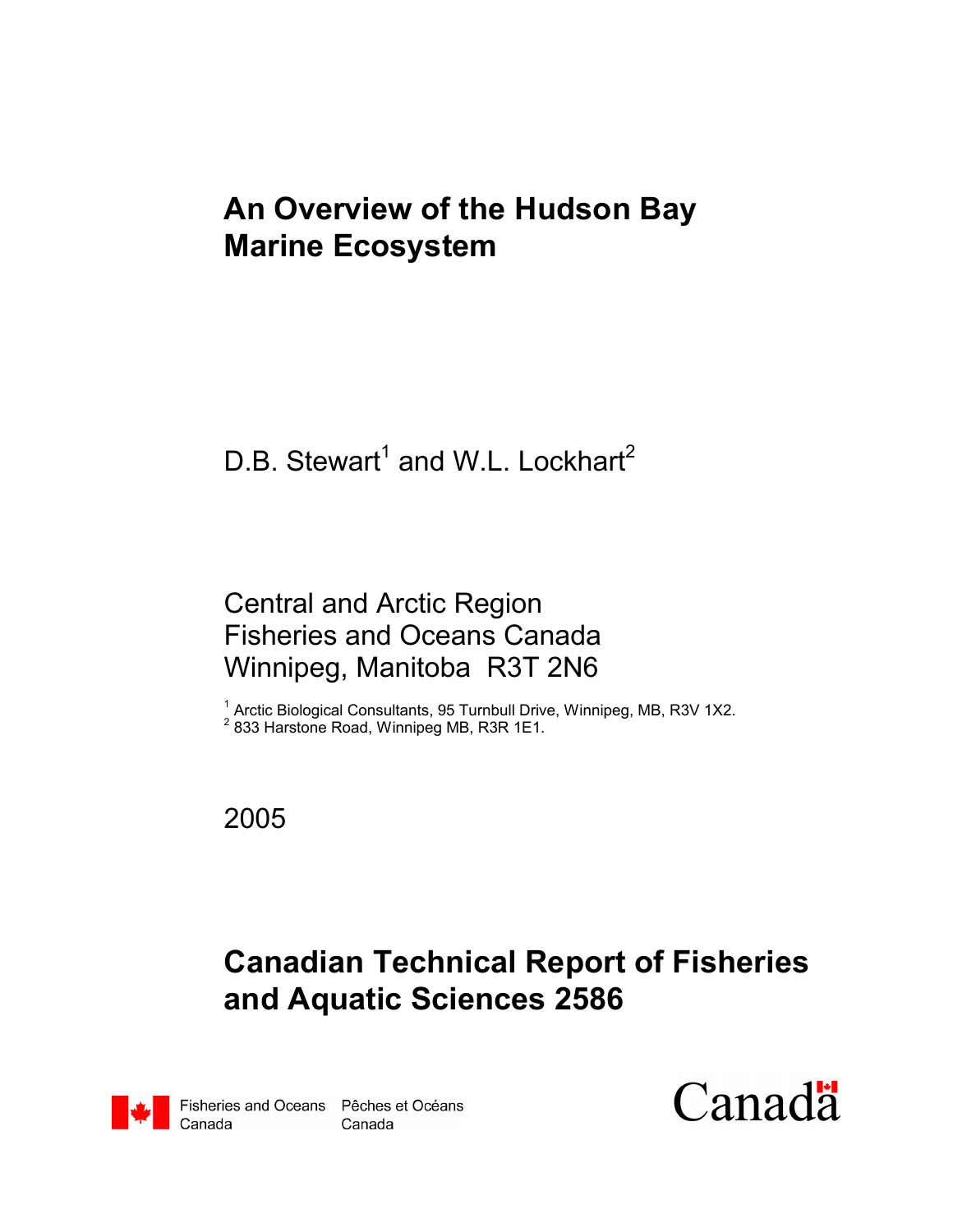# An Overview of the Hudson Bay Marine Ecosystem

D.B. Stewart[1] and W.L. Lockhart[2]

Central and Arctic Region
Fisheries and Oceans Canada
Winnipeg, Manitoba R3T 2N6

[1] Arctic Biological Consultants, 95 Turnbull Drive, Winnipeg, MB, R3V 1X2.
[2] 833 Harstone Road, Winnipeg MB, R3R 1E1.

2005

## Canadian Technical Report of Fisheries and Aquatic Sciences 2586

Fisheries and Oceans Canada    Pêches et Océans Canada

Canada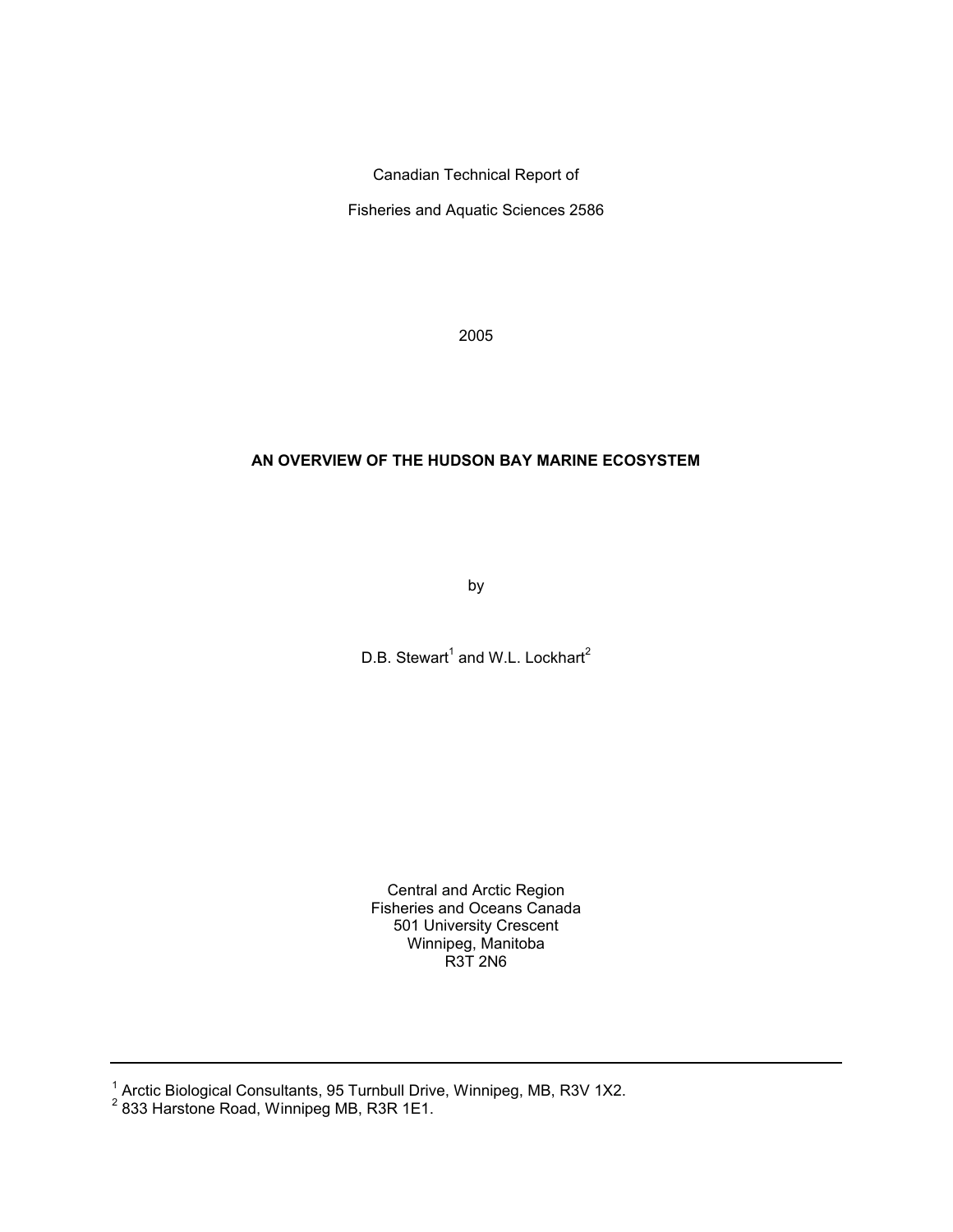Canadian Technical Report of

Fisheries and Aquatic Sciences 2586

2005

**AN OVERVIEW OF THE HUDSON BAY MARINE ECOSYSTEM**

by

D.B. Stewart[1] and W.L. Lockhart[2]

Central and Arctic Region
Fisheries and Oceans Canada
501 University Crescent
Winnipeg, Manitoba
R3T 2N6

---

[1] Arctic Biological Consultants, 95 Turnbull Drive, Winnipeg, MB, R3V 1X2.
[2] 833 Harstone Road, Winnipeg MB, R3R 1E1.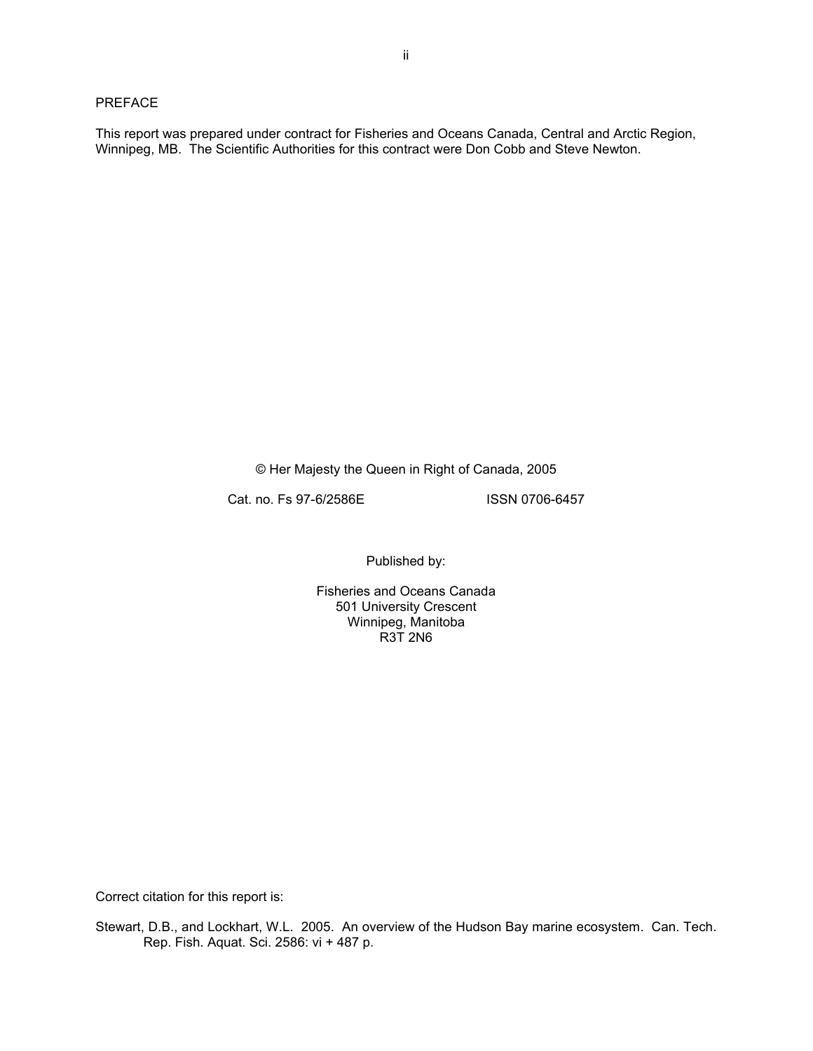## PREFACE

This report was prepared under contract for Fisheries and Oceans Canada, Central and Arctic Region, Winnipeg, MB. The Scientific Authorities for this contract were Don Cobb and Steve Newton.

© Her Majesty the Queen in Right of Canada, 2005

Cat. no. Fs 97-6/2586E ISSN 0706-6457

Published by:

Fisheries and Oceans Canada
501 University Crescent
Winnipeg, Manitoba
R3T 2N6

Correct citation for this report is:

Stewart, D.B., and Lockhart, W.L. 2005. An overview of the Hudson Bay marine ecosystem. Can. Tech. Rep. Fish. Aquat. Sci. 2586: vi + 487 p.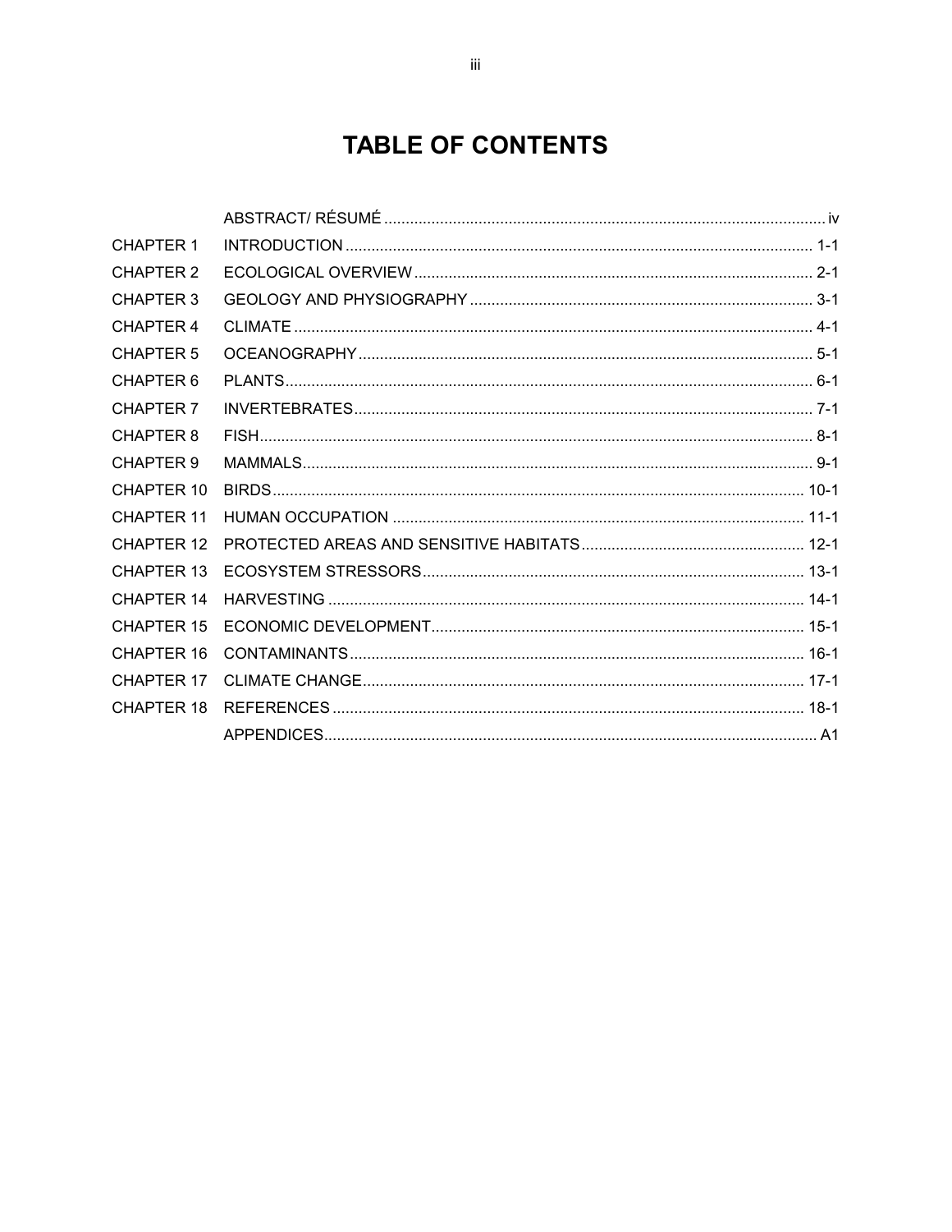# TABLE OF CONTENTS

| | | |
|---|---|---|
| | ABSTRACT/ RÉSUMÉ | iv |
| CHAPTER 1 | INTRODUCTION | 1-1 |
| CHAPTER 2 | ECOLOGICAL OVERVIEW | 2-1 |
| CHAPTER 3 | GEOLOGY AND PHYSIOGRAPHY | 3-1 |
| CHAPTER 4 | CLIMATE | 4-1 |
| CHAPTER 5 | OCEANOGRAPHY | 5-1 |
| CHAPTER 6 | PLANTS | 6-1 |
| CHAPTER 7 | INVERTEBRATES | 7-1 |
| CHAPTER 8 | FISH | 8-1 |
| CHAPTER 9 | MAMMALS | 9-1 |
| CHAPTER 10 | BIRDS | 10-1 |
| CHAPTER 11 | HUMAN OCCUPATION | 11-1 |
| CHAPTER 12 | PROTECTED AREAS AND SENSITIVE HABITATS | 12-1 |
| CHAPTER 13 | ECOSYSTEM STRESSORS | 13-1 |
| CHAPTER 14 | HARVESTING | 14-1 |
| CHAPTER 15 | ECONOMIC DEVELOPMENT | 15-1 |
| CHAPTER 16 | CONTAMINANTS | 16-1 |
| CHAPTER 17 | CLIMATE CHANGE | 17-1 |
| CHAPTER 18 | REFERENCES | 18-1 |
| | APPENDICES | A1 |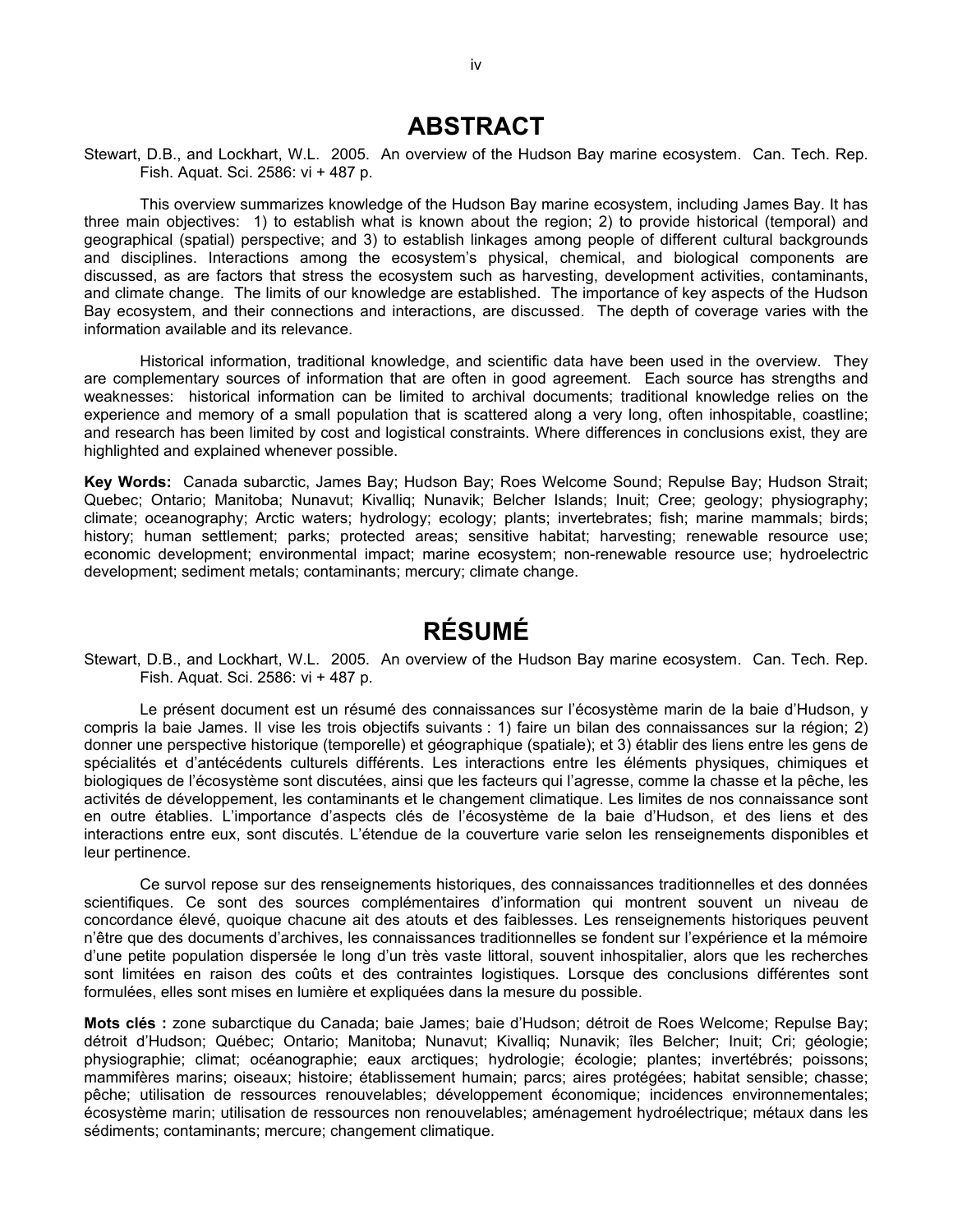# ABSTRACT

Stewart, D.B., and Lockhart, W.L. 2005. An overview of the Hudson Bay marine ecosystem. Can. Tech. Rep. Fish. Aquat. Sci. 2586: vi + 487 p.

This overview summarizes knowledge of the Hudson Bay marine ecosystem, including James Bay. It has three main objectives: 1) to establish what is known about the region; 2) to provide historical (temporal) and geographical (spatial) perspective; and 3) to establish linkages among people of different cultural backgrounds and disciplines. Interactions among the ecosystem's physical, chemical, and biological components are discussed, as are factors that stress the ecosystem such as harvesting, development activities, contaminants, and climate change. The limits of our knowledge are established. The importance of key aspects of the Hudson Bay ecosystem, and their connections and interactions, are discussed. The depth of coverage varies with the information available and its relevance.

Historical information, traditional knowledge, and scientific data have been used in the overview. They are complementary sources of information that are often in good agreement. Each source has strengths and weaknesses: historical information can be limited to archival documents; traditional knowledge relies on the experience and memory of a small population that is scattered along a very long, often inhospitable, coastline; and research has been limited by cost and logistical constraints. Where differences in conclusions exist, they are highlighted and explained whenever possible.

**Key Words:** Canada subarctic, James Bay; Hudson Bay; Roes Welcome Sound; Repulse Bay; Hudson Strait; Quebec; Ontario; Manitoba; Nunavut; Kivalliq; Nunavik; Belcher Islands; Inuit; Cree; geology; physiography; climate; oceanography; Arctic waters; hydrology; ecology; plants; invertebrates; fish; marine mammals; birds; history; human settlement; parks; protected areas; sensitive habitat; harvesting; renewable resource use; economic development; environmental impact; marine ecosystem; non-renewable resource use; hydroelectric development; sediment metals; contaminants; mercury; climate change.

# RÉSUMÉ

Stewart, D.B., and Lockhart, W.L. 2005. An overview of the Hudson Bay marine ecosystem. Can. Tech. Rep. Fish. Aquat. Sci. 2586: vi + 487 p.

Le présent document est un résumé des connaissances sur l'écosystème marin de la baie d'Hudson, y compris la baie James. Il vise les trois objectifs suivants : 1) faire un bilan des connaissances sur la région; 2) donner une perspective historique (temporelle) et géographique (spatiale); et 3) établir des liens entre les gens de spécialités et d'antécédents culturels différents. Les interactions entre les éléments physiques, chimiques et biologiques de l'écosystème sont discutées, ainsi que les facteurs qui l'agresse, comme la chasse et la pêche, les activités de développement, les contaminants et le changement climatique. Les limites de nos connaissance sont en outre établies. L'importance d'aspects clés de l'écosystème de la baie d'Hudson, et des liens et des interactions entre eux, sont discutés. L'étendue de la couverture varie selon les renseignements disponibles et leur pertinence.

Ce survol repose sur des renseignements historiques, des connaissances traditionnelles et des données scientifiques. Ce sont des sources complémentaires d'information qui montrent souvent un niveau de concordance élevé, quoique chacune ait des atouts et des faiblesses. Les renseignements historiques peuvent n'être que des documents d'archives, les connaissances traditionnelles se fondent sur l'expérience et la mémoire d'une petite population dispersée le long d'un très vaste littoral, souvent inhospitalier, alors que les recherches sont limitées en raison des coûts et des contraintes logistiques. Lorsque des conclusions différentes sont formulées, elles sont mises en lumière et expliquées dans la mesure du possible.

**Mots clés :** zone subarctique du Canada; baie James; baie d'Hudson; détroit de Roes Welcome; Repulse Bay; détroit d'Hudson; Québec; Ontario; Manitoba; Nunavut; Kivalliq; Nunavik; îles Belcher; Inuit; Cri; géologie; physiographie; climat; océanographie; eaux arctiques; hydrologie; écologie; plantes; invertébrés; poissons; mammifères marins; oiseaux; histoire; établissement humain; parcs; aires protégées; habitat sensible; chasse; pêche; utilisation de ressources renouvelables; développement économique; incidences environnementales; écosystème marin; utilisation de ressources non renouvelables; aménagement hydroélectrique; métaux dans les sédiments; contaminants; mercure; changement climatique.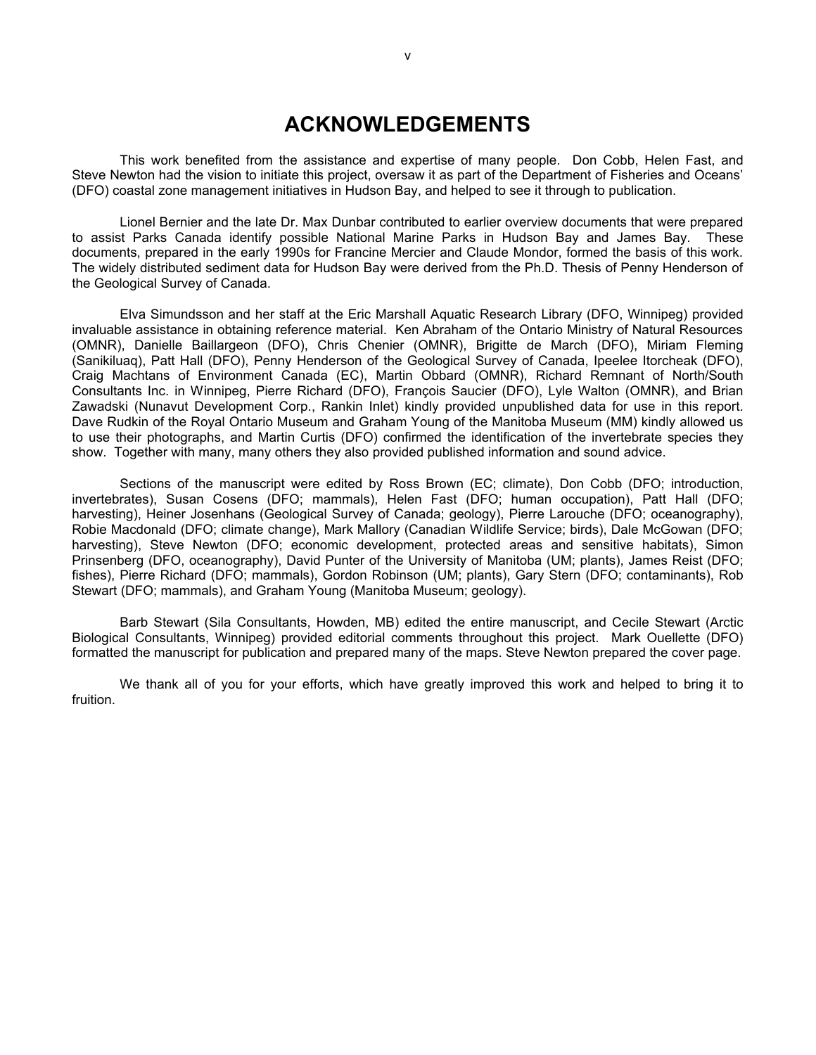# ACKNOWLEDGEMENTS

This work benefited from the assistance and expertise of many people. Don Cobb, Helen Fast, and Steve Newton had the vision to initiate this project, oversaw it as part of the Department of Fisheries and Oceans' (DFO) coastal zone management initiatives in Hudson Bay, and helped to see it through to publication.

Lionel Bernier and the late Dr. Max Dunbar contributed to earlier overview documents that were prepared to assist Parks Canada identify possible National Marine Parks in Hudson Bay and James Bay. These documents, prepared in the early 1990s for Francine Mercier and Claude Mondor, formed the basis of this work. The widely distributed sediment data for Hudson Bay were derived from the Ph.D. Thesis of Penny Henderson of the Geological Survey of Canada.

Elva Simundsson and her staff at the Eric Marshall Aquatic Research Library (DFO, Winnipeg) provided invaluable assistance in obtaining reference material. Ken Abraham of the Ontario Ministry of Natural Resources (OMNR), Danielle Baillargeon (DFO), Chris Chenier (OMNR), Brigitte de March (DFO), Miriam Fleming (Sanikiluaq), Patt Hall (DFO), Penny Henderson of the Geological Survey of Canada, Ipeelee Itorcheak (DFO), Craig Machtans of Environment Canada (EC), Martin Obbard (OMNR), Richard Remnant of North/South Consultants Inc. in Winnipeg, Pierre Richard (DFO), François Saucier (DFO), Lyle Walton (OMNR), and Brian Zawadski (Nunavut Development Corp., Rankin Inlet) kindly provided unpublished data for use in this report. Dave Rudkin of the Royal Ontario Museum and Graham Young of the Manitoba Museum (MM) kindly allowed us to use their photographs, and Martin Curtis (DFO) confirmed the identification of the invertebrate species they show. Together with many, many others they also provided published information and sound advice.

Sections of the manuscript were edited by Ross Brown (EC; climate), Don Cobb (DFO; introduction, invertebrates), Susan Cosens (DFO; mammals), Helen Fast (DFO; human occupation), Patt Hall (DFO; harvesting), Heiner Josenhans (Geological Survey of Canada; geology), Pierre Larouche (DFO; oceanography), Robie Macdonald (DFO; climate change), Mark Mallory (Canadian Wildlife Service; birds), Dale McGowan (DFO; harvesting), Steve Newton (DFO; economic development, protected areas and sensitive habitats), Simon Prinsenberg (DFO, oceanography), David Punter of the University of Manitoba (UM; plants), James Reist (DFO; fishes), Pierre Richard (DFO; mammals), Gordon Robinson (UM; plants), Gary Stern (DFO; contaminants), Rob Stewart (DFO; mammals), and Graham Young (Manitoba Museum; geology).

Barb Stewart (Sila Consultants, Howden, MB) edited the entire manuscript, and Cecile Stewart (Arctic Biological Consultants, Winnipeg) provided editorial comments throughout this project. Mark Ouellette (DFO) formatted the manuscript for publication and prepared many of the maps. Steve Newton prepared the cover page.

We thank all of you for your efforts, which have greatly improved this work and helped to bring it to fruition.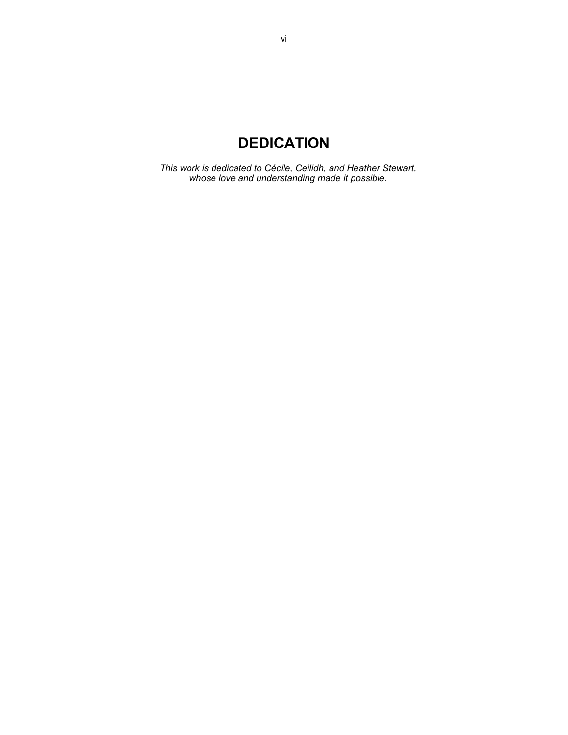# DEDICATION

*This work is dedicated to Cécile, Ceilidh, and Heather Stewart, whose love and understanding made it possible.*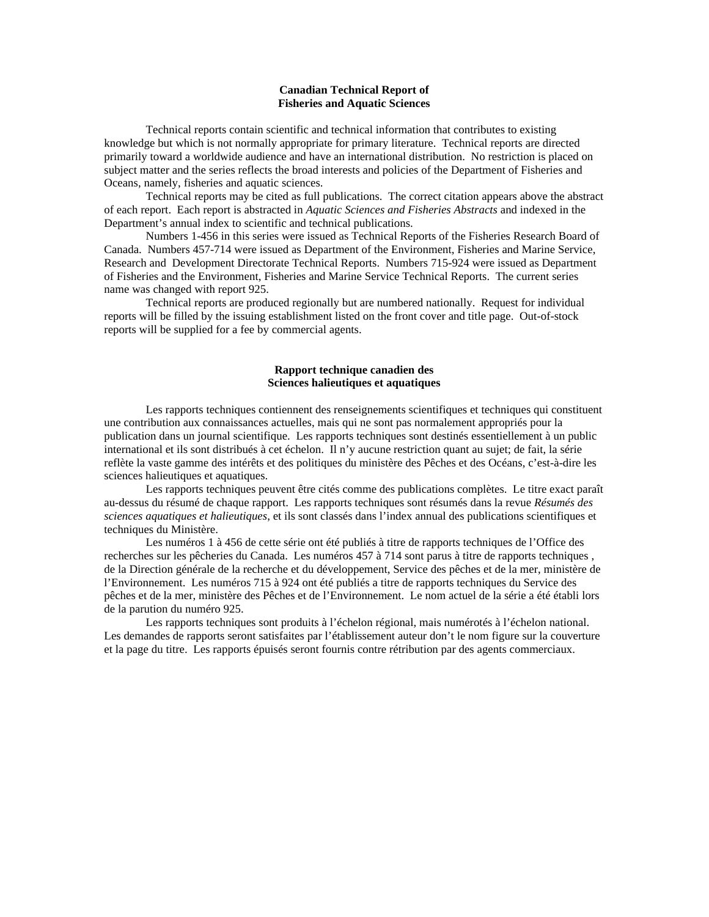**Canadian Technical Report of**
**Fisheries and Aquatic Sciences**

Technical reports contain scientific and technical information that contributes to existing knowledge but which is not normally appropriate for primary literature. Technical reports are directed primarily toward a worldwide audience and have an international distribution. No restriction is placed on subject matter and the series reflects the broad interests and policies of the Department of Fisheries and Oceans, namely, fisheries and aquatic sciences.

Technical reports may be cited as full publications. The correct citation appears above the abstract of each report. Each report is abstracted in *Aquatic Sciences and Fisheries Abstracts* and indexed in the Department's annual index to scientific and technical publications.

Numbers 1-456 in this series were issued as Technical Reports of the Fisheries Research Board of Canada. Numbers 457-714 were issued as Department of the Environment, Fisheries and Marine Service, Research and Development Directorate Technical Reports. Numbers 715-924 were issued as Department of Fisheries and the Environment, Fisheries and Marine Service Technical Reports. The current series name was changed with report 925.

Technical reports are produced regionally but are numbered nationally. Request for individual reports will be filled by the issuing establishment listed on the front cover and title page. Out-of-stock reports will be supplied for a fee by commercial agents.

**Rapport technique canadien des**
**Sciences halieutiques et aquatiques**

Les rapports techniques contiennent des renseignements scientifiques et techniques qui constituent une contribution aux connaissances actuelles, mais qui ne sont pas normalement appropriés pour la publication dans un journal scientifique. Les rapports techniques sont destinés essentiellement à un public international et ils sont distribués à cet échelon. Il n'y aucune restriction quant au sujet; de fait, la série reflète la vaste gamme des intérêts et des politiques du ministère des Pêches et des Océans, c'est-à-dire les sciences halieutiques et aquatiques.

Les rapports techniques peuvent être cités comme des publications complètes. Le titre exact paraît au-dessus du résumé de chaque rapport. Les rapports techniques sont résumés dans la revue *Résumés des sciences aquatiques et halieutiques*, et ils sont classés dans l'index annual des publications scientifiques et techniques du Ministère.

Les numéros 1 à 456 de cette série ont été publiés à titre de rapports techniques de l'Office des recherches sur les pêcheries du Canada. Les numéros 457 à 714 sont parus à titre de rapports techniques , de la Direction générale de la recherche et du développement, Service des pêches et de la mer, ministère de l'Environnement. Les numéros 715 à 924 ont été publiés a titre de rapports techniques du Service des pêches et de la mer, ministère des Pêches et de l'Environnement. Le nom actuel de la série a été établi lors de la parution du numéro 925.

Les rapports techniques sont produits à l'échelon régional, mais numérotés à l'échelon national. Les demandes de rapports seront satisfaites par l'établissement auteur don't le nom figure sur la couverture et la page du titre. Les rapports épuisés seront fournis contre rétribution par des agents commerciaux.